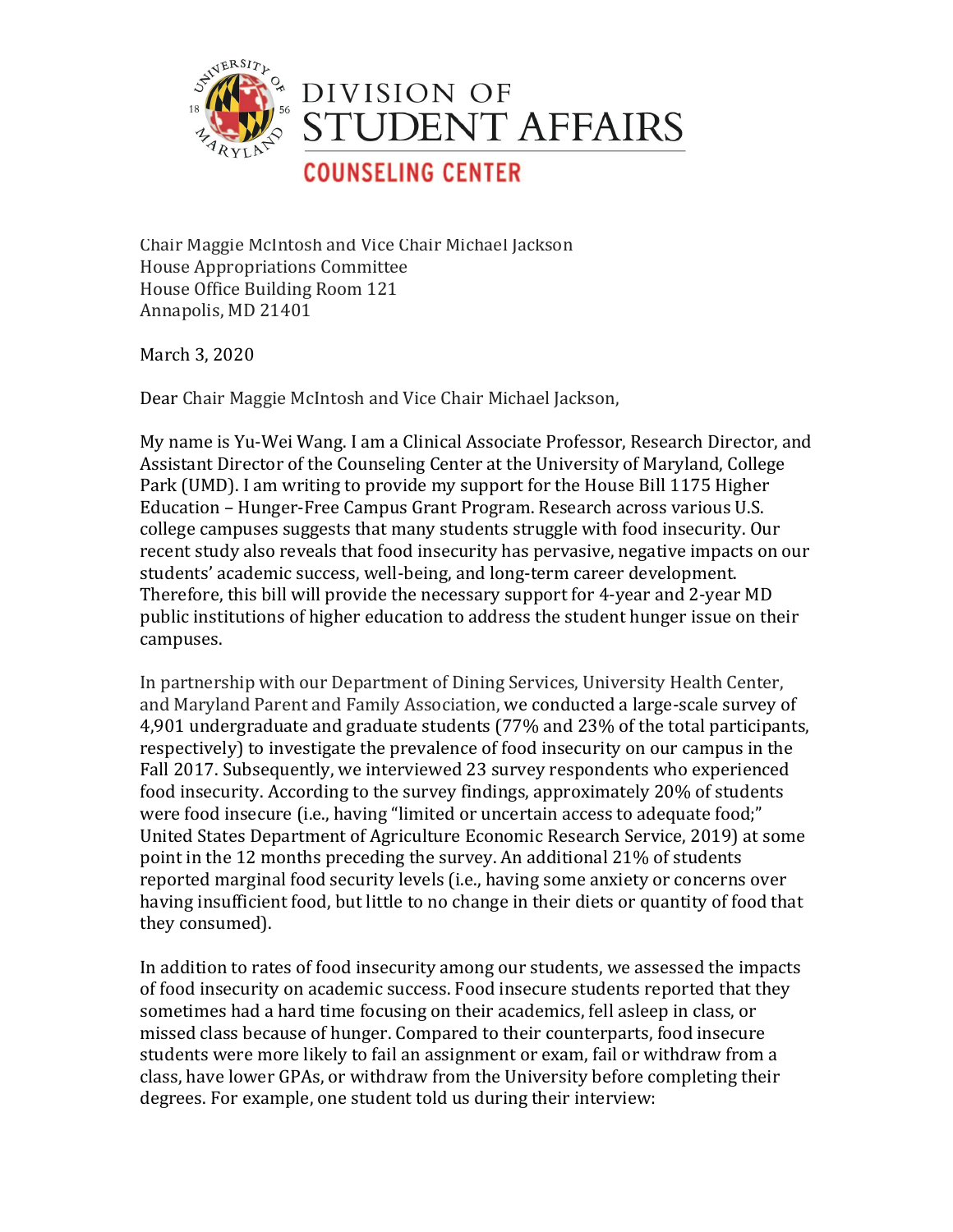DIVISION OF
STUDENT AFFAIRS
COUNSELING CENTER

Chair Maggie McIntosh and Vice Chair Michael Jackson
House Appropriations Committee
House Office Building Room 121
Annapolis, MD 21401

March 3, 2020

Dear Chair Maggie McIntosh and Vice Chair Michael Jackson,

My name is Yu-Wei Wang. I am a Clinical Associate Professor, Research Director, and Assistant Director of the Counseling Center at the University of Maryland, College Park (UMD). I am writing to provide my support for the House Bill 1175 Higher Education – Hunger-Free Campus Grant Program. Research across various U.S. college campuses suggests that many students struggle with food insecurity. Our recent study also reveals that food insecurity has pervasive, negative impacts on our students' academic success, well-being, and long-term career development. Therefore, this bill will provide the necessary support for 4-year and 2-year MD public institutions of higher education to address the student hunger issue on their campuses.

In partnership with our Department of Dining Services, University Health Center, and Maryland Parent and Family Association, we conducted a large-scale survey of 4,901 undergraduate and graduate students (77% and 23% of the total participants, respectively) to investigate the prevalence of food insecurity on our campus in the Fall 2017. Subsequently, we interviewed 23 survey respondents who experienced food insecurity. According to the survey findings, approximately 20% of students were food insecure (i.e., having "limited or uncertain access to adequate food;" United States Department of Agriculture Economic Research Service, 2019) at some point in the 12 months preceding the survey. An additional 21% of students reported marginal food security levels (i.e., having some anxiety or concerns over having insufficient food, but little to no change in their diets or quantity of food that they consumed).

In addition to rates of food insecurity among our students, we assessed the impacts of food insecurity on academic success. Food insecure students reported that they sometimes had a hard time focusing on their academics, fell asleep in class, or missed class because of hunger. Compared to their counterparts, food insecure students were more likely to fail an assignment or exam, fail or withdraw from a class, have lower GPAs, or withdraw from the University before completing their degrees. For example, one student told us during their interview: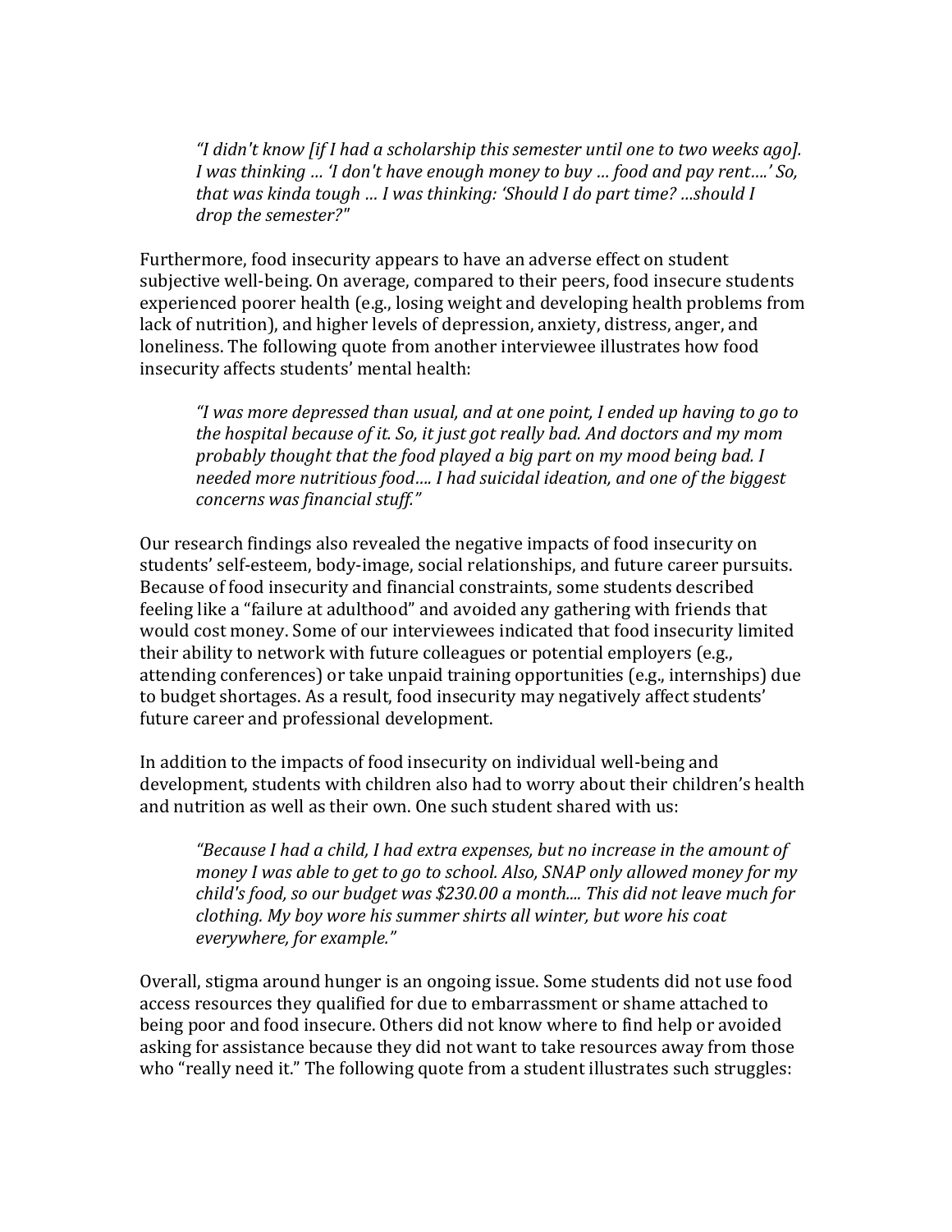> *"I didn't know [if I had a scholarship this semester until one to two weeks ago]. I was thinking … 'I don't have enough money to buy … food and pay rent….' So, that was kinda tough … I was thinking: 'Should I do part time? …should I drop the semester?"*

Furthermore, food insecurity appears to have an adverse effect on student subjective well-being. On average, compared to their peers, food insecure students experienced poorer health (e.g., losing weight and developing health problems from lack of nutrition), and higher levels of depression, anxiety, distress, anger, and loneliness. The following quote from another interviewee illustrates how food insecurity affects students' mental health:

> *"I was more depressed than usual, and at one point, I ended up having to go to the hospital because of it. So, it just got really bad. And doctors and my mom probably thought that the food played a big part on my mood being bad. I needed more nutritious food…. I had suicidal ideation, and one of the biggest concerns was financial stuff."*

Our research findings also revealed the negative impacts of food insecurity on students' self-esteem, body-image, social relationships, and future career pursuits. Because of food insecurity and financial constraints, some students described feeling like a "failure at adulthood" and avoided any gathering with friends that would cost money. Some of our interviewees indicated that food insecurity limited their ability to network with future colleagues or potential employers (e.g., attending conferences) or take unpaid training opportunities (e.g., internships) due to budget shortages. As a result, food insecurity may negatively affect students' future career and professional development.

In addition to the impacts of food insecurity on individual well-being and development, students with children also had to worry about their children's health and nutrition as well as their own. One such student shared with us:

> *"Because I had a child, I had extra expenses, but no increase in the amount of money I was able to get to go to school. Also, SNAP only allowed money for my child's food, so our budget was $230.00 a month.... This did not leave much for clothing. My boy wore his summer shirts all winter, but wore his coat everywhere, for example."*

Overall, stigma around hunger is an ongoing issue. Some students did not use food access resources they qualified for due to embarrassment or shame attached to being poor and food insecure. Others did not know where to find help or avoided asking for assistance because they did not want to take resources away from those who "really need it." The following quote from a student illustrates such struggles: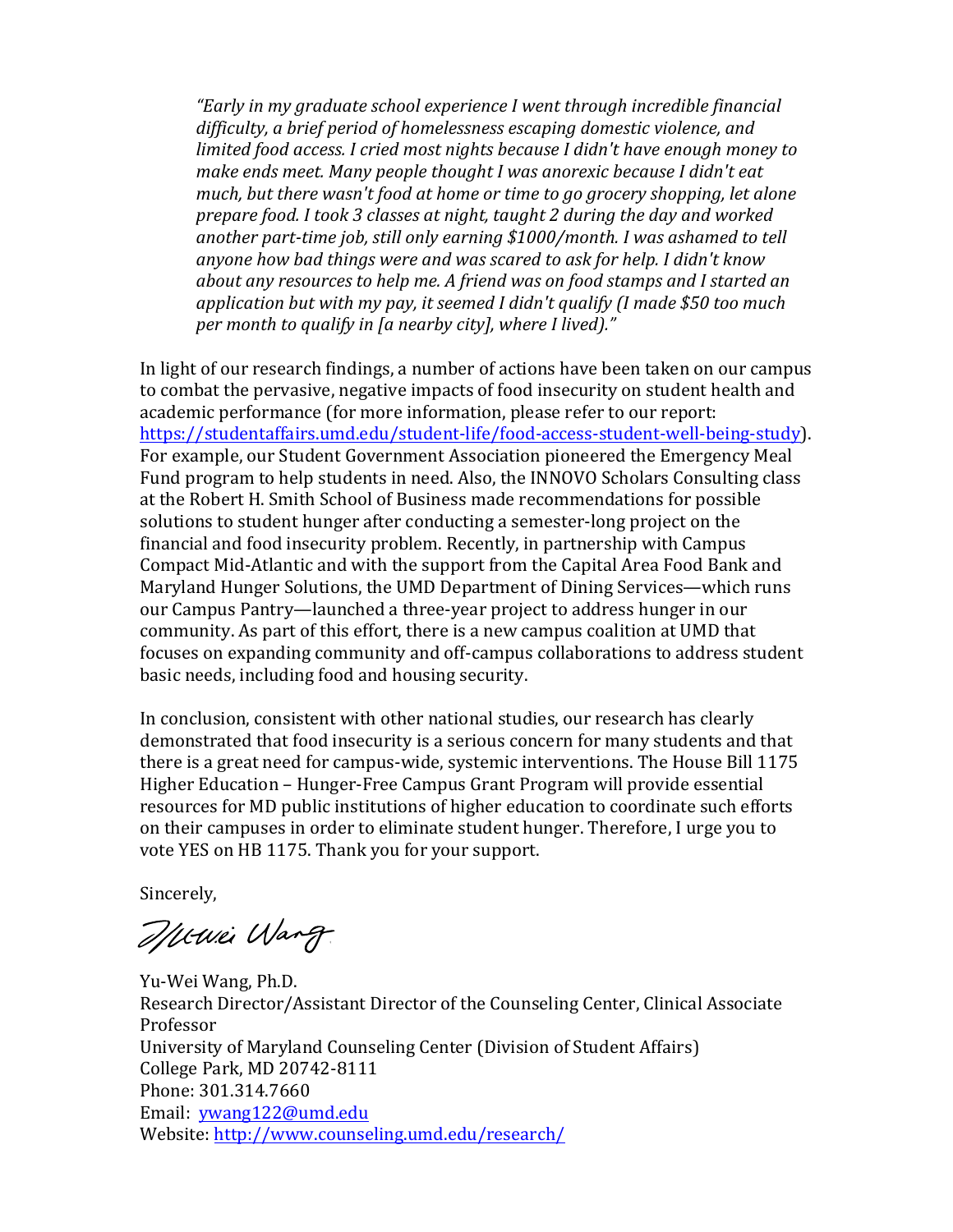*"Early in my graduate school experience I went through incredible financial difficulty, a brief period of homelessness escaping domestic violence, and limited food access. I cried most nights because I didn't have enough money to make ends meet. Many people thought I was anorexic because I didn't eat much, but there wasn't food at home or time to go grocery shopping, let alone prepare food. I took 3 classes at night, taught 2 during the day and worked another part-time job, still only earning $1000/month. I was ashamed to tell anyone how bad things were and was scared to ask for help. I didn't know about any resources to help me. A friend was on food stamps and I started an application but with my pay, it seemed I didn't qualify (I made $50 too much per month to qualify in [a nearby city], where I lived)."*

In light of our research findings, a number of actions have been taken on our campus to combat the pervasive, negative impacts of food insecurity on student health and academic performance (for more information, please refer to our report: https://studentaffairs.umd.edu/student-life/food-access-student-well-being-study). For example, our Student Government Association pioneered the Emergency Meal Fund program to help students in need. Also, the INNOVO Scholars Consulting class at the Robert H. Smith School of Business made recommendations for possible solutions to student hunger after conducting a semester-long project on the financial and food insecurity problem. Recently, in partnership with Campus Compact Mid-Atlantic and with the support from the Capital Area Food Bank and Maryland Hunger Solutions, the UMD Department of Dining Services—which runs our Campus Pantry—launched a three-year project to address hunger in our community. As part of this effort, there is a new campus coalition at UMD that focuses on expanding community and off-campus collaborations to address student basic needs, including food and housing security.

In conclusion, consistent with other national studies, our research has clearly demonstrated that food insecurity is a serious concern for many students and that there is a great need for campus-wide, systemic interventions. The House Bill 1175 Higher Education – Hunger-Free Campus Grant Program will provide essential resources for MD public institutions of higher education to coordinate such efforts on their campuses in order to eliminate student hunger. Therefore, I urge you to vote YES on HB 1175. Thank you for your support.

Sincerely,

Yu-Wei Wang

Yu-Wei Wang, Ph.D.
Research Director/Assistant Director of the Counseling Center, Clinical Associate Professor
University of Maryland Counseling Center (Division of Student Affairs)
College Park, MD 20742-8111
Phone: 301.314.7660
Email: ywang122@umd.edu
Website: http://www.counseling.umd.edu/research/